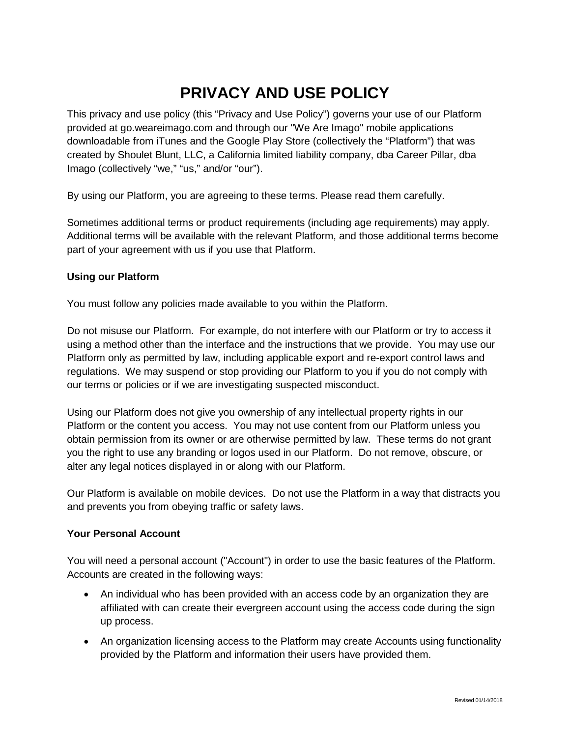# PRIVACY AND USE POLICY

This privacy and use policy (this "Privacy and Use Policy") governs your use of our Platform provided at go.weareimago.com and through our "We Are Imago" mobile applications downloadable from iTunes and the Google Play Store (collectively the "Platform") that was created by Shoulet Blunt, LLC, a California limited liability company, dba Career Pillar, dba Imago (collectively "we," "us," and/or "our").

By using our Platform, you are agreeing to these terms. Please read them carefully.

Sometimes additional terms or product requirements (including age requirements) may apply. Additional terms will be available with the relevant Platform, and those additional terms become part of your agreement with us if you use that Platform.

**Using our Platform**

You must follow any policies made available to you within the Platform.

Do not misuse our Platform. For example, do not interfere with our Platform or try to access it using a method other than the interface and the instructions that we provide. You may use our Platform only as permitted by law, including applicable export and re-export control laws and regulations. We may suspend or stop providing our Platform to you if you do not comply with our terms or policies or if we are investigating suspected misconduct.

Using our Platform does not give you ownership of any intellectual property rights in our Platform or the content you access. You may not use content from our Platform unless you obtain permission from its owner or are otherwise permitted by law. These terms do not grant you the right to use any branding or logos used in our Platform. Do not remove, obscure, or alter any legal notices displayed in or along with our Platform.

Our Platform is available on mobile devices. Do not use the Platform in a way that distracts you and prevents you from obeying traffic or safety laws.

**Your Personal Account**

You will need a personal account ("Account") in order to use the basic features of the Platform. Accounts are created in the following ways:

- An individual who has been provided with an access code by an organization they are affiliated with can create their evergreen account using the access code during the sign up process.
- An organization licensing access to the Platform may create Accounts using functionality provided by the Platform and information their users have provided them.

Revised 01/14/2018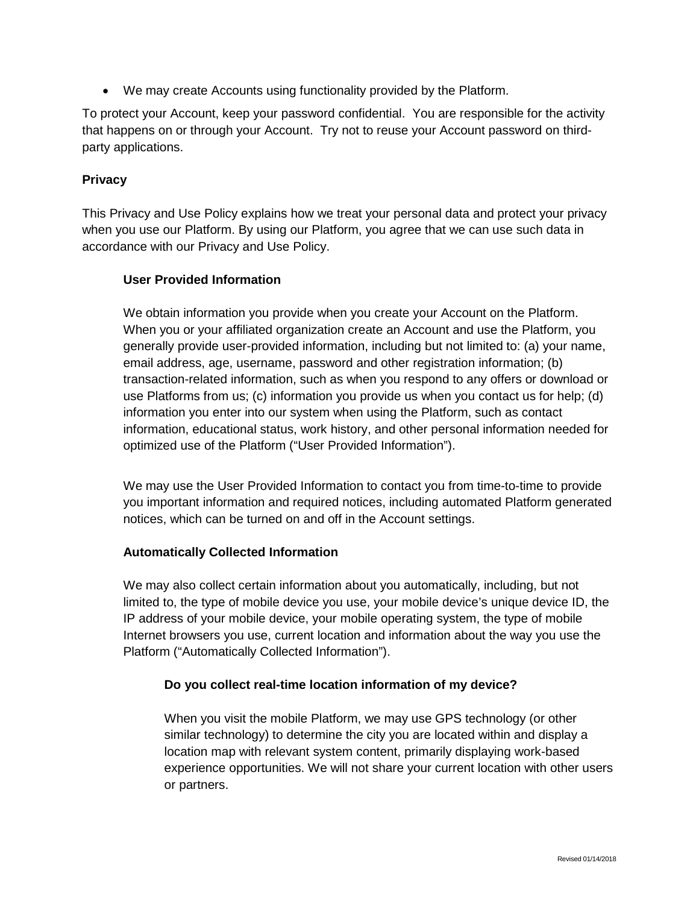- We may create Accounts using functionality provided by the Platform.

To protect your Account, keep your password confidential. You are responsible for the activity that happens on or through your Account. Try not to reuse your Account password on third-party applications.

## Privacy

This Privacy and Use Policy explains how we treat your personal data and protect your privacy when you use our Platform. By using our Platform, you agree that we can use such data in accordance with our Privacy and Use Policy.

### User Provided Information

We obtain information you provide when you create your Account on the Platform. When you or your affiliated organization create an Account and use the Platform, you generally provide user-provided information, including but not limited to: (a) your name, email address, age, username, password and other registration information; (b) transaction-related information, such as when you respond to any offers or download or use Platforms from us; (c) information you provide us when you contact us for help; (d) information you enter into our system when using the Platform, such as contact information, educational status, work history, and other personal information needed for optimized use of the Platform ("User Provided Information").

We may use the User Provided Information to contact you from time-to-time to provide you important information and required notices, including automated Platform generated notices, which can be turned on and off in the Account settings.

### Automatically Collected Information

We may also collect certain information about you automatically, including, but not limited to, the type of mobile device you use, your mobile device's unique device ID, the IP address of your mobile device, your mobile operating system, the type of mobile Internet browsers you use, current location and information about the way you use the Platform ("Automatically Collected Information").

#### Do you collect real-time location information of my device?

When you visit the mobile Platform, we may use GPS technology (or other similar technology) to determine the city you are located within and display a location map with relevant system content, primarily displaying work-based experience opportunities. We will not share your current location with other users or partners.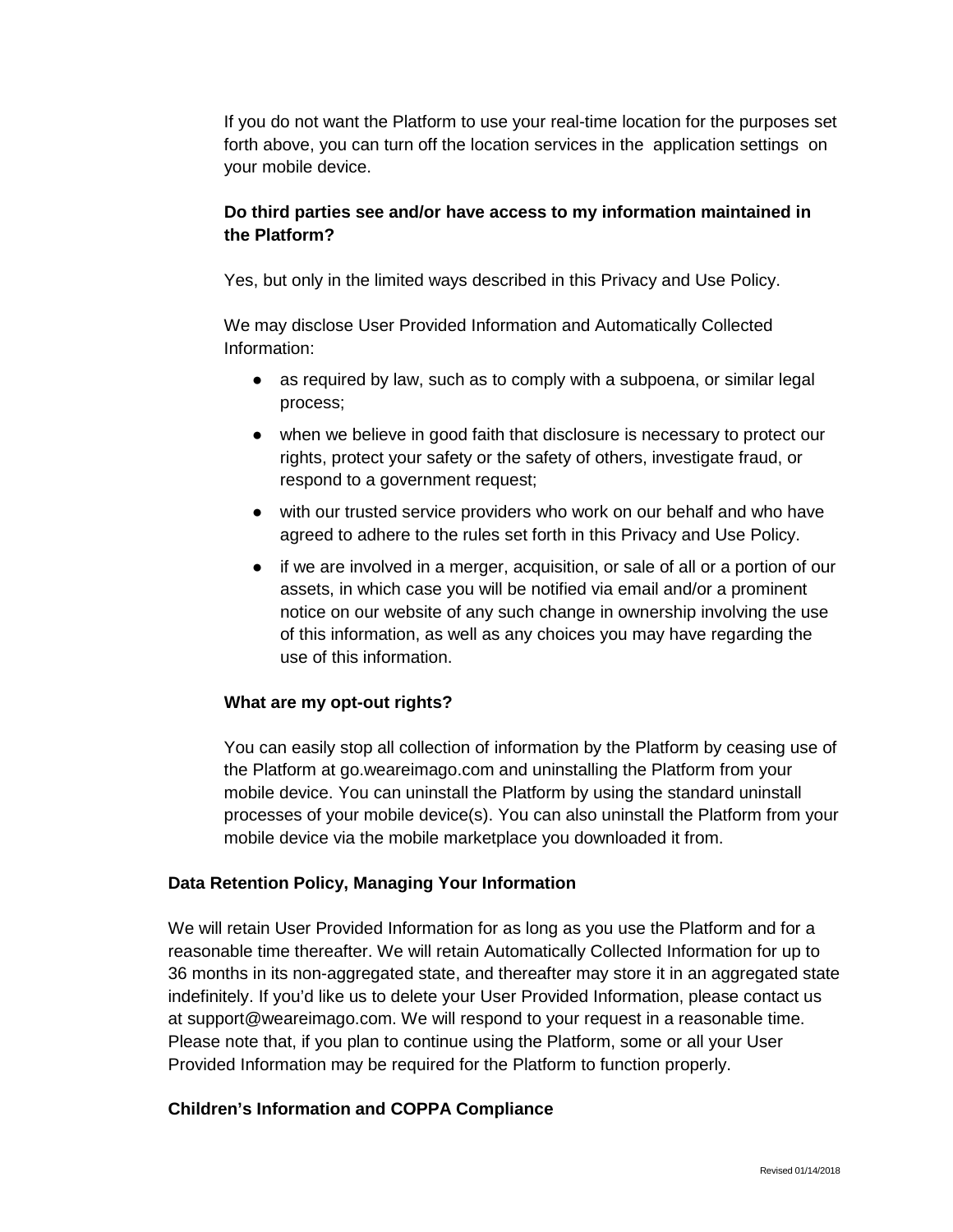If you do not want the Platform to use your real-time location for the purposes set forth above, you can turn off the location services in the application settings on your mobile device.

### Do third parties see and/or have access to my information maintained in the Platform?

Yes, but only in the limited ways described in this Privacy and Use Policy.

We may disclose User Provided Information and Automatically Collected Information:

- as required by law, such as to comply with a subpoena, or similar legal process;
- when we believe in good faith that disclosure is necessary to protect our rights, protect your safety or the safety of others, investigate fraud, or respond to a government request;
- with our trusted service providers who work on our behalf and who have agreed to adhere to the rules set forth in this Privacy and Use Policy.
- if we are involved in a merger, acquisition, or sale of all or a portion of our assets, in which case you will be notified via email and/or a prominent notice on our website of any such change in ownership involving the use of this information, as well as any choices you may have regarding the use of this information.

### What are my opt-out rights?

You can easily stop all collection of information by the Platform by ceasing use of the Platform at go.weareimago.com and uninstalling the Platform from your mobile device. You can uninstall the Platform by using the standard uninstall processes of your mobile device(s). You can also uninstall the Platform from your mobile device via the mobile marketplace you downloaded it from.

## Data Retention Policy, Managing Your Information

We will retain User Provided Information for as long as you use the Platform and for a reasonable time thereafter. We will retain Automatically Collected Information for up to 36 months in its non-aggregated state, and thereafter may store it in an aggregated state indefinitely. If you'd like us to delete your User Provided Information, please contact us at support@weareimago.com. We will respond to your request in a reasonable time. Please note that, if you plan to continue using the Platform, some or all your User Provided Information may be required for the Platform to function properly.

## Children's Information and COPPA Compliance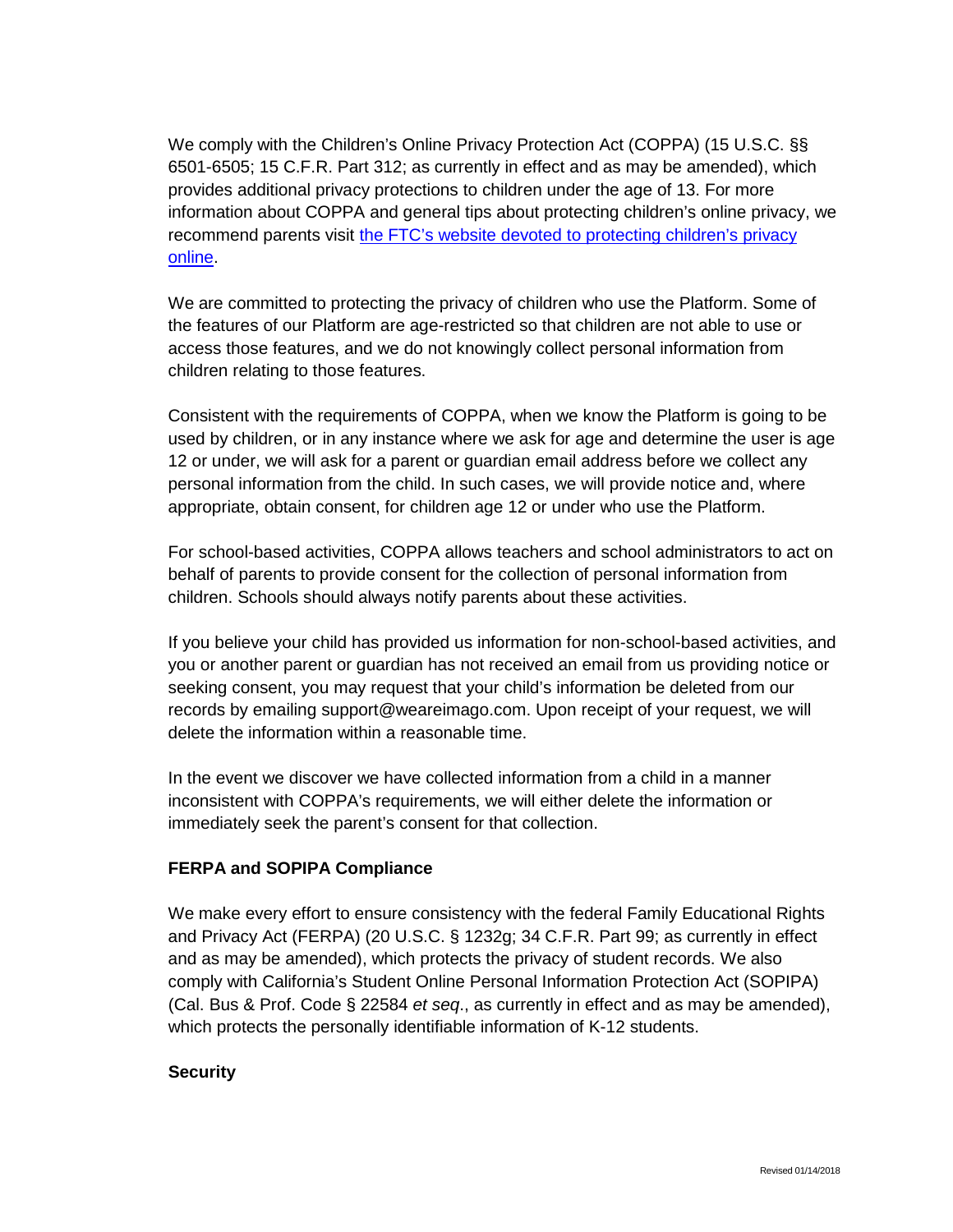We comply with the Children's Online Privacy Protection Act (COPPA) (15 U.S.C. §§ 6501-6505; 15 C.F.R. Part 312; as currently in effect and as may be amended), which provides additional privacy protections to children under the age of 13. For more information about COPPA and general tips about protecting children's online privacy, we recommend parents visit [the FTC's website devoted to protecting children's privacy online](#).

We are committed to protecting the privacy of children who use the Platform. Some of the features of our Platform are age-restricted so that children are not able to use or access those features, and we do not knowingly collect personal information from children relating to those features.

Consistent with the requirements of COPPA, when we know the Platform is going to be used by children, or in any instance where we ask for age and determine the user is age 12 or under, we will ask for a parent or guardian email address before we collect any personal information from the child. In such cases, we will provide notice and, where appropriate, obtain consent, for children age 12 or under who use the Platform.

For school-based activities, COPPA allows teachers and school administrators to act on behalf of parents to provide consent for the collection of personal information from children. Schools should always notify parents about these activities.

If you believe your child has provided us information for non-school-based activities, and you or another parent or guardian has not received an email from us providing notice or seeking consent, you may request that your child's information be deleted from our records by emailing support@weareimago.com. Upon receipt of your request, we will delete the information within a reasonable time.

In the event we discover we have collected information from a child in a manner inconsistent with COPPA's requirements, we will either delete the information or immediately seek the parent's consent for that collection.

**FERPA and SOPIPA Compliance**

We make every effort to ensure consistency with the federal Family Educational Rights and Privacy Act (FERPA) (20 U.S.C. § 1232g; 34 C.F.R. Part 99; as currently in effect and as may be amended), which protects the privacy of student records. We also comply with California's Student Online Personal Information Protection Act (SOPIPA) (Cal. Bus & Prof. Code § 22584 *et seq*., as currently in effect and as may be amended), which protects the personally identifiable information of K-12 students.

**Security**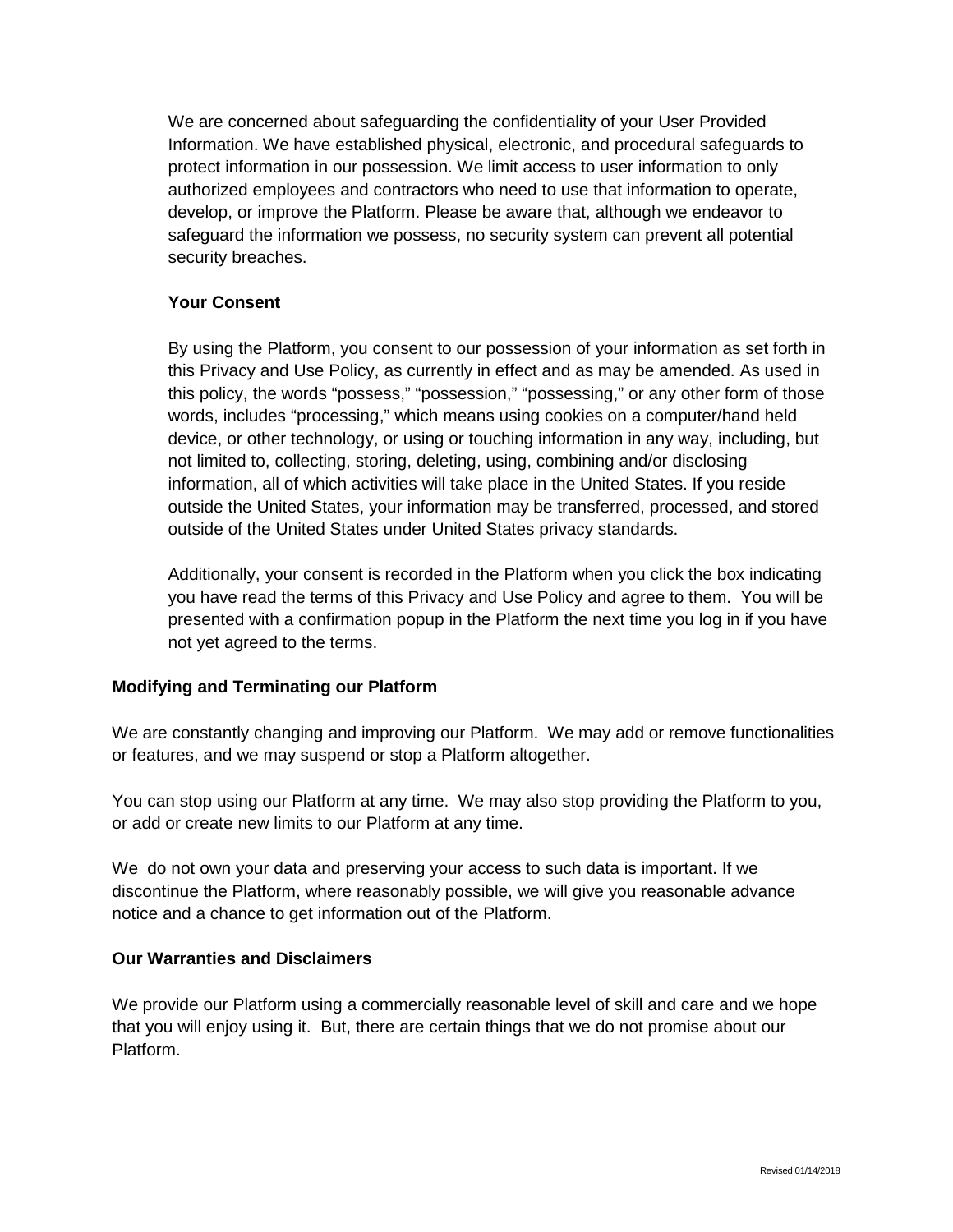We are concerned about safeguarding the confidentiality of your User Provided Information. We have established physical, electronic, and procedural safeguards to protect information in our possession. We limit access to user information to only authorized employees and contractors who need to use that information to operate, develop, or improve the Platform. Please be aware that, although we endeavor to safeguard the information we possess, no security system can prevent all potential security breaches.

**Your Consent**

By using the Platform, you consent to our possession of your information as set forth in this Privacy and Use Policy, as currently in effect and as may be amended. As used in this policy, the words "possess," "possession," "possessing," or any other form of those words, includes "processing," which means using cookies on a computer/hand held device, or other technology, or using or touching information in any way, including, but not limited to, collecting, storing, deleting, using, combining and/or disclosing information, all of which activities will take place in the United States. If you reside outside the United States, your information may be transferred, processed, and stored outside of the United States under United States privacy standards.

Additionally, your consent is recorded in the Platform when you click the box indicating you have read the terms of this Privacy and Use Policy and agree to them. You will be presented with a confirmation popup in the Platform the next time you log in if you have not yet agreed to the terms.

**Modifying and Terminating our Platform**

We are constantly changing and improving our Platform. We may add or remove functionalities or features, and we may suspend or stop a Platform altogether.

You can stop using our Platform at any time. We may also stop providing the Platform to you, or add or create new limits to our Platform at any time.

We do not own your data and preserving your access to such data is important. If we discontinue the Platform, where reasonably possible, we will give you reasonable advance notice and a chance to get information out of the Platform.

**Our Warranties and Disclaimers**

We provide our Platform using a commercially reasonable level of skill and care and we hope that you will enjoy using it. But, there are certain things that we do not promise about our Platform.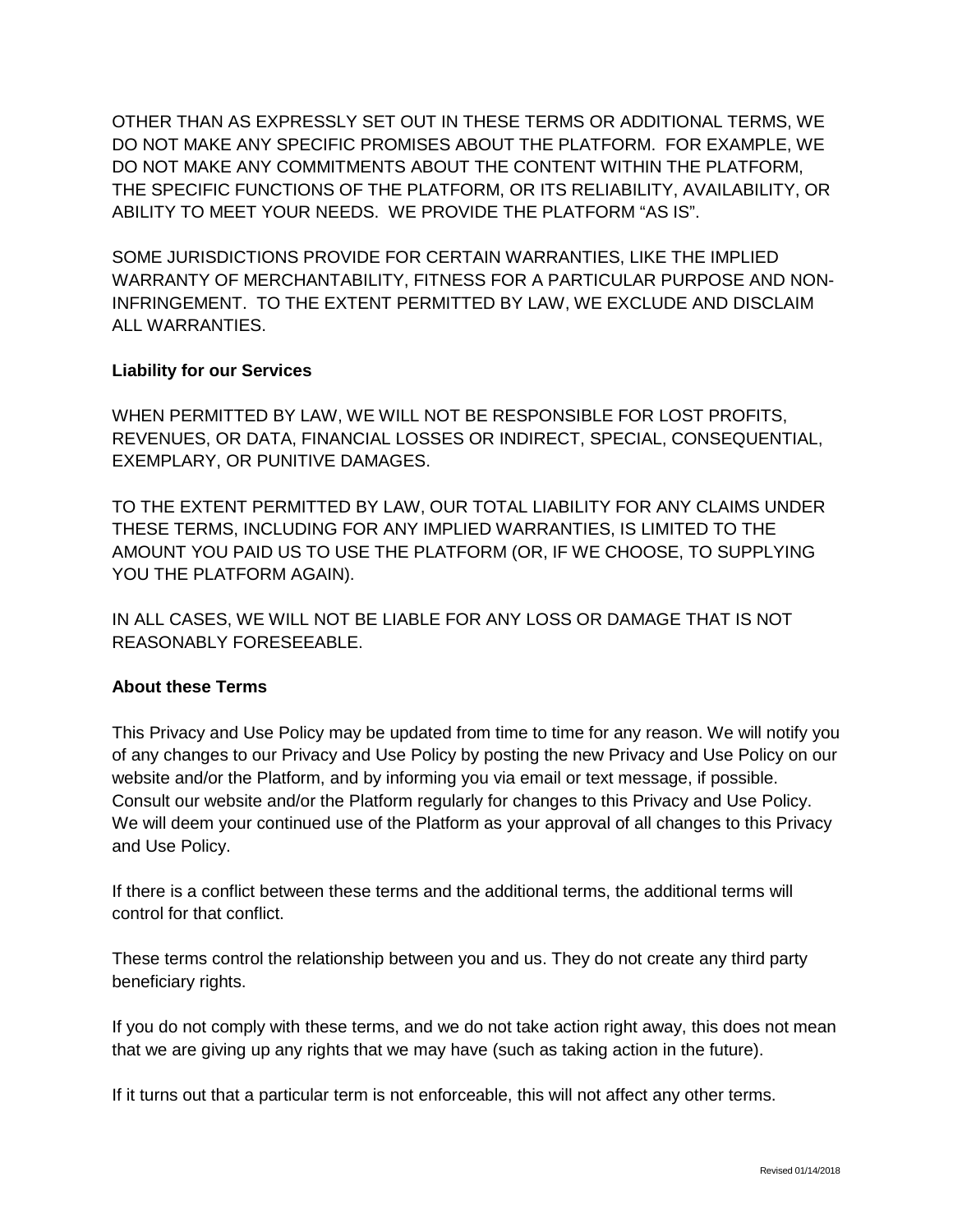OTHER THAN AS EXPRESSLY SET OUT IN THESE TERMS OR ADDITIONAL TERMS, WE DO NOT MAKE ANY SPECIFIC PROMISES ABOUT THE PLATFORM. FOR EXAMPLE, WE DO NOT MAKE ANY COMMITMENTS ABOUT THE CONTENT WITHIN THE PLATFORM, THE SPECIFIC FUNCTIONS OF THE PLATFORM, OR ITS RELIABILITY, AVAILABILITY, OR ABILITY TO MEET YOUR NEEDS. WE PROVIDE THE PLATFORM "AS IS".

SOME JURISDICTIONS PROVIDE FOR CERTAIN WARRANTIES, LIKE THE IMPLIED WARRANTY OF MERCHANTABILITY, FITNESS FOR A PARTICULAR PURPOSE AND NON-INFRINGEMENT. TO THE EXTENT PERMITTED BY LAW, WE EXCLUDE AND DISCLAIM ALL WARRANTIES.

**Liability for our Services**

WHEN PERMITTED BY LAW, WE WILL NOT BE RESPONSIBLE FOR LOST PROFITS, REVENUES, OR DATA, FINANCIAL LOSSES OR INDIRECT, SPECIAL, CONSEQUENTIAL, EXEMPLARY, OR PUNITIVE DAMAGES.

TO THE EXTENT PERMITTED BY LAW, OUR TOTAL LIABILITY FOR ANY CLAIMS UNDER THESE TERMS, INCLUDING FOR ANY IMPLIED WARRANTIES, IS LIMITED TO THE AMOUNT YOU PAID US TO USE THE PLATFORM (OR, IF WE CHOOSE, TO SUPPLYING YOU THE PLATFORM AGAIN).

IN ALL CASES, WE WILL NOT BE LIABLE FOR ANY LOSS OR DAMAGE THAT IS NOT REASONABLY FORESEEABLE.

**About these Terms**

This Privacy and Use Policy may be updated from time to time for any reason. We will notify you of any changes to our Privacy and Use Policy by posting the new Privacy and Use Policy on our website and/or the Platform, and by informing you via email or text message, if possible. Consult our website and/or the Platform regularly for changes to this Privacy and Use Policy. We will deem your continued use of the Platform as your approval of all changes to this Privacy and Use Policy.

If there is a conflict between these terms and the additional terms, the additional terms will control for that conflict.

These terms control the relationship between you and us. They do not create any third party beneficiary rights.

If you do not comply with these terms, and we do not take action right away, this does not mean that we are giving up any rights that we may have (such as taking action in the future).

If it turns out that a particular term is not enforceable, this will not affect any other terms.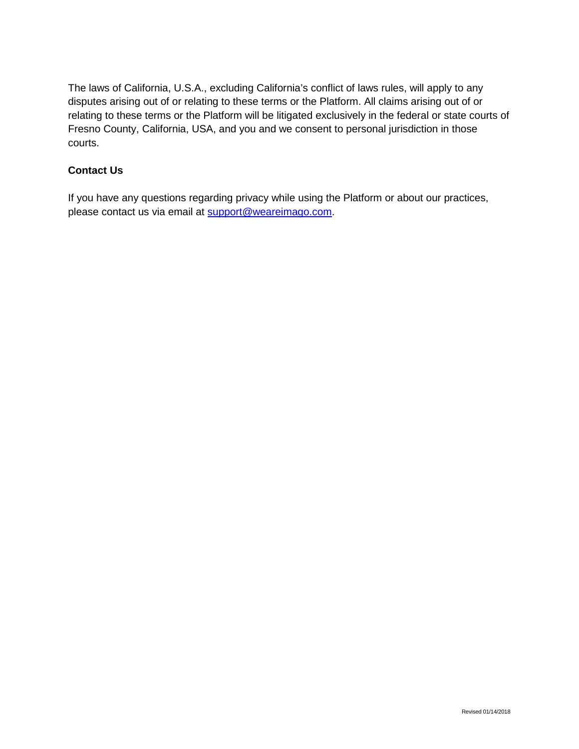The laws of California, U.S.A., excluding California's conflict of laws rules, will apply to any disputes arising out of or relating to these terms or the Platform. All claims arising out of or relating to these terms or the Platform will be litigated exclusively in the federal or state courts of Fresno County, California, USA, and you and we consent to personal jurisdiction in those courts.

**Contact Us**

If you have any questions regarding privacy while using the Platform or about our practices, please contact us via email at support@weareimago.com.

Revised 01/14/2018